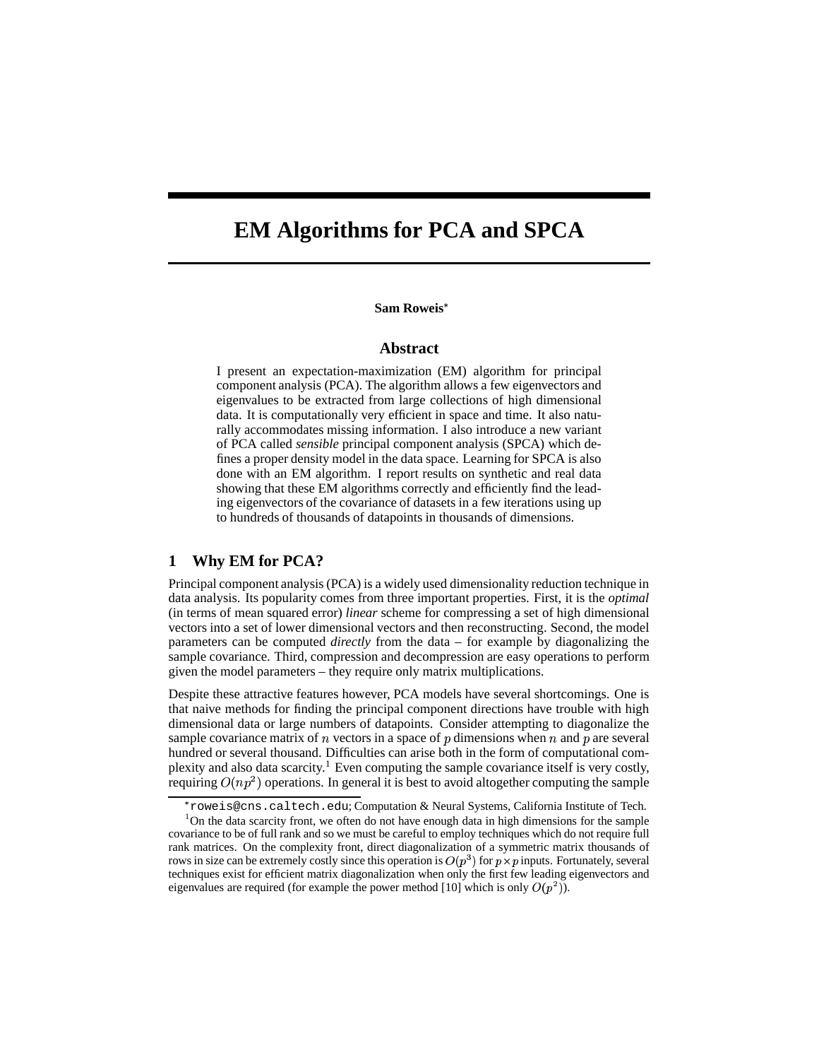# EM Algorithms for PCA and SPCA

**Sam Roweis***

## Abstract

I present an expectation-maximization (EM) algorithm for principal component analysis (PCA). The algorithm allows a few eigenvectors and eigenvalues to be extracted from large collections of high dimensional data. It is computationally very efficient in space and time. It also naturally accommodates missing information. I also introduce a new variant of PCA called *sensible* principal component analysis (SPCA) which defines a proper density model in the data space. Learning for SPCA is also done with an EM algorithm. I report results on synthetic and real data showing that these EM algorithms correctly and efficiently find the leading eigenvectors of the covariance of datasets in a few iterations using up to hundreds of thousands of datapoints in thousands of dimensions.

## 1 Why EM for PCA?

Principal component analysis (PCA) is a widely used dimensionality reduction technique in data analysis. Its popularity comes from three important properties. First, it is the *optimal* (in terms of mean squared error) *linear* scheme for compressing a set of high dimensional vectors into a set of lower dimensional vectors and then reconstructing. Second, the model parameters can be computed *directly* from the data – for example by diagonalizing the sample covariance. Third, compression and decompression are easy operations to perform given the model parameters – they require only matrix multiplications.

Despite these attractive features however, PCA models have several shortcomings. One is that naive methods for finding the principal component directions have trouble with high dimensional data or large numbers of datapoints. Consider attempting to diagonalize the sample covariance matrix of $n$ vectors in a space of $p$ dimensions when $n$ and $p$ are several hundred or several thousand. Difficulties can arise both in the form of computational complexity and also data scarcity.[1] Even computing the sample covariance itself is very costly, requiring $O(np^2)$ operations. In general it is best to avoid altogether computing the sample

*roweis@cns.caltech.edu; Computation & Neural Systems, California Institute of Tech.

[1] On the data scarcity front, we often do not have enough data in high dimensions for the sample covariance to be of full rank and so we must be careful to employ techniques which do not require full rank matrices. On the complexity front, direct diagonalization of a symmetric matrix thousands of rows in size can be extremely costly since this operation is $O(p^3)$ for $p \times p$ inputs. Fortunately, several techniques exist for efficient matrix diagonalization when only the first few leading eigenvectors and eigenvalues are required (for example the power method [10] which is only $O(p^2)$).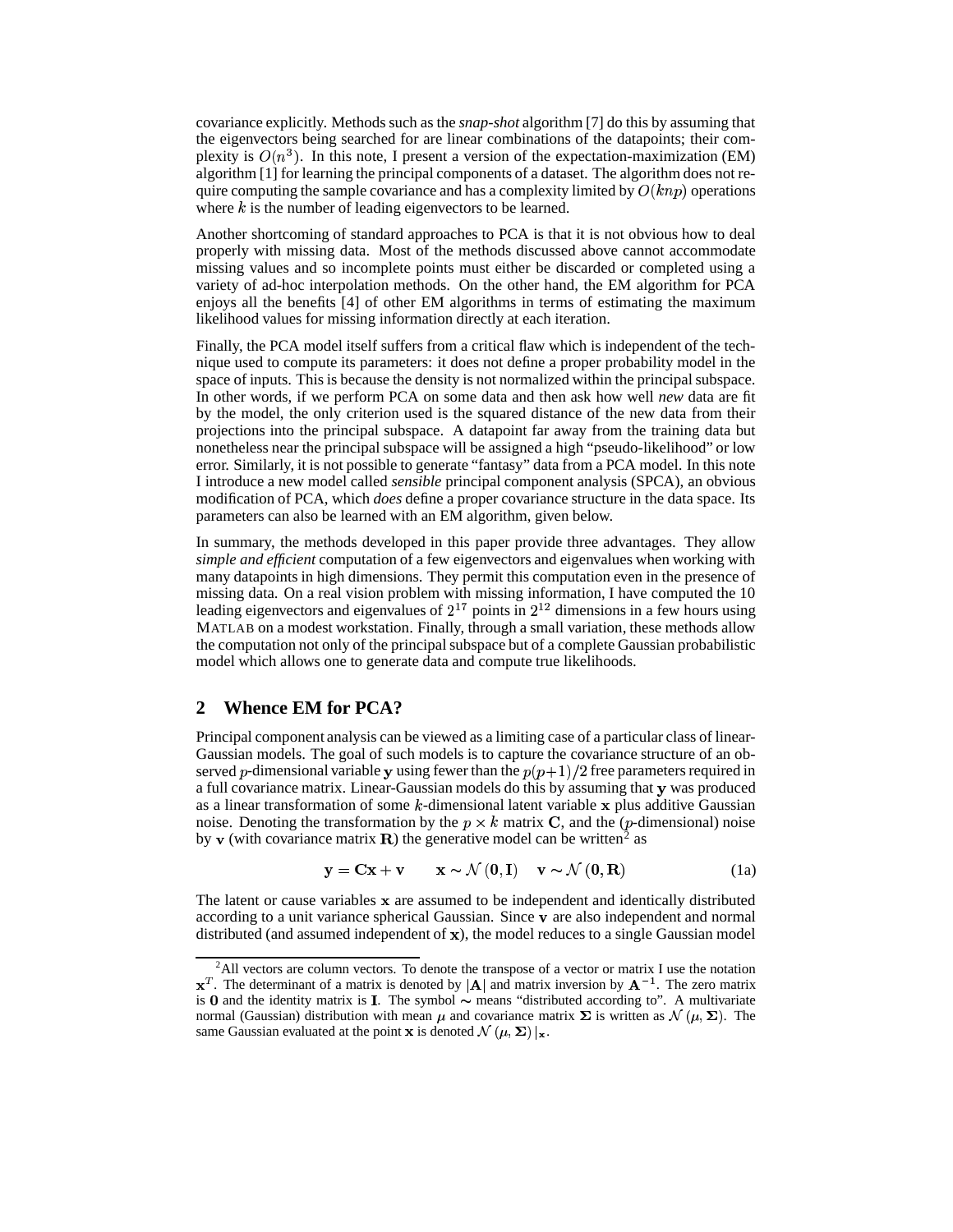covariance explicitly. Methods such as the *snap-shot* algorithm [7] do this by assuming that the eigenvectors being searched for are linear combinations of the datapoints; their complexity is $O(n^3)$. In this note, I present a version of the expectation-maximization (EM) algorithm [1] for learning the principal components of a dataset. The algorithm does not require computing the sample covariance and has a complexity limited by $O(knp)$ operations where $k$ is the number of leading eigenvectors to be learned.

Another shortcoming of standard approaches to PCA is that it is not obvious how to deal properly with missing data. Most of the methods discussed above cannot accommodate missing values and so incomplete points must either be discarded or completed using a variety of ad-hoc interpolation methods. On the other hand, the EM algorithm for PCA enjoys all the benefits [4] of other EM algorithms in terms of estimating the maximum likelihood values for missing information directly at each iteration.

Finally, the PCA model itself suffers from a critical flaw which is independent of the technique used to compute its parameters: it does not define a proper probability model in the space of inputs. This is because the density is not normalized within the principal subspace. In other words, if we perform PCA on some data and then ask how well *new* data are fit by the model, the only criterion used is the squared distance of the new data from their projections into the principal subspace. A datapoint far away from the training data but nonetheless near the principal subspace will be assigned a high "pseudo-likelihood" or low error. Similarly, it is not possible to generate "fantasy" data from a PCA model. In this note I introduce a new model called *sensible* principal component analysis (SPCA), an obvious modification of PCA, which *does* define a proper covariance structure in the data space. Its parameters can also be learned with an EM algorithm, given below.

In summary, the methods developed in this paper provide three advantages. They allow *simple and efficient* computation of a few eigenvectors and eigenvalues when working with many datapoints in high dimensions. They permit this computation even in the presence of missing data. On a real vision problem with missing information, I have computed the 10 leading eigenvectors and eigenvalues of $2^{17}$ points in $2^{12}$ dimensions in a few hours using MATLAB on a modest workstation. Finally, through a small variation, these methods allow the computation not only of the principal subspace but of a complete Gaussian probabilistic model which allows one to generate data and compute true likelihoods.

## 2 Whence EM for PCA?

Principal component analysis can be viewed as a limiting case of a particular class of linear-Gaussian models. The goal of such models is to capture the covariance structure of an observed $p$-dimensional variable $\mathbf{y}$ using fewer than the $p(p+1)/2$ free parameters required in a full covariance matrix. Linear-Gaussian models do this by assuming that $\mathbf{y}$ was produced as a linear transformation of some $k$-dimensional latent variable $\mathbf{x}$ plus additive Gaussian noise. Denoting the transformation by the $p \times k$ matrix $\mathbf{C}$, and the ($p$-dimensional) noise by $\mathbf{v}$ (with covariance matrix $\mathbf{R}$) the generative model can be written[2] as

$$\mathbf{y} = \mathbf{C}\mathbf{x} + \mathbf{v} \qquad \mathbf{x} \sim \mathcal{N}(\mathbf{0}, \mathbf{I}) \quad \mathbf{v} \sim \mathcal{N}(\mathbf{0}, \mathbf{R}) \tag{1a}$$

The latent or cause variables $\mathbf{x}$ are assumed to be independent and identically distributed according to a unit variance spherical Gaussian. Since $\mathbf{v}$ are also independent and normal distributed (and assumed independent of $\mathbf{x}$), the model reduces to a single Gaussian model

[2] All vectors are column vectors. To denote the transpose of a vector or matrix I use the notation $\mathbf{x}^T$. The determinant of a matrix is denoted by $|\mathbf{A}|$ and matrix inversion by $\mathbf{A}^{-1}$. The zero matrix is $\mathbf{0}$ and the identity matrix is $\mathbf{I}$. The symbol $\sim$ means "distributed according to". A multivariate normal (Gaussian) distribution with mean $\mu$ and covariance matrix $\mathbf{\Sigma}$ is written as $\mathcal{N}(\mu, \mathbf{\Sigma})$. The same Gaussian evaluated at the point $\mathbf{x}$ is denoted $\mathcal{N}(\mu, \mathbf{\Sigma})|_{\mathbf{x}}$.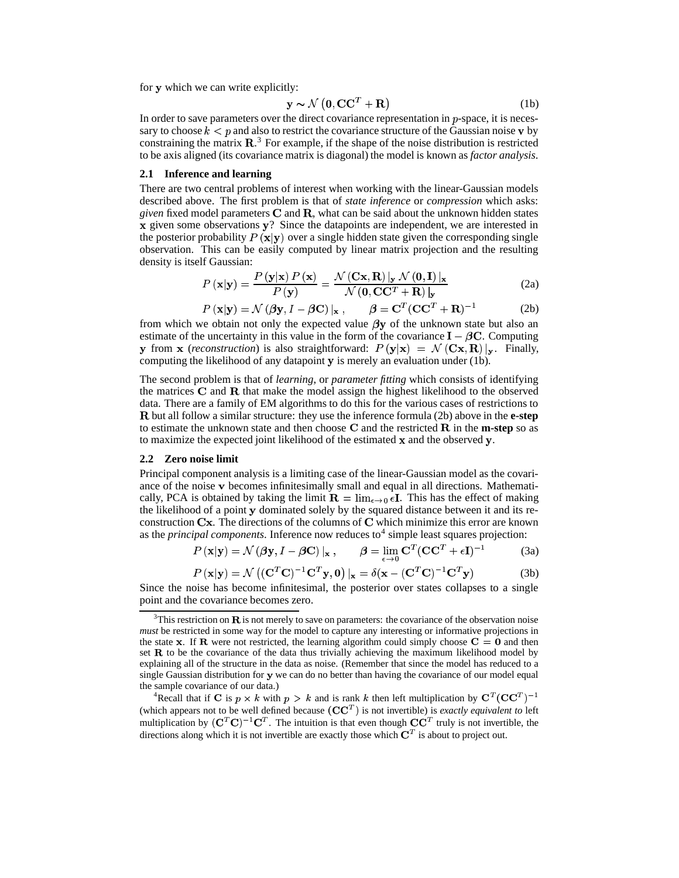for $\mathbf{y}$ which we can write explicitly:

$$\mathbf{y} \sim \mathcal{N}\left(\mathbf{0}, \mathbf{C}\mathbf{C}^T + \mathbf{R}\right) \tag{1b}$$

In order to save parameters over the direct covariance representation in $p$-space, it is necessary to choose $k < p$ and also to restrict the covariance structure of the Gaussian noise $\mathbf{v}$ by constraining the matrix $\mathbf{R}$.[3] For example, if the shape of the noise distribution is restricted to be axis aligned (its covariance matrix is diagonal) the model is known as *factor analysis*.

### 2.1 Inference and learning

There are two central problems of interest when working with the linear-Gaussian models described above. The first problem is that of *state inference* or *compression* which asks: *given* fixed model parameters $\mathbf{C}$ and $\mathbf{R}$, what can be said about the unknown hidden states $\mathbf{x}$ given some observations $\mathbf{y}$? Since the datapoints are independent, we are interested in the posterior probability $P(\mathbf{x}|\mathbf{y})$ over a single hidden state given the corresponding single observation. This can be easily computed by linear matrix projection and the resulting density is itself Gaussian:

$$P(\mathbf{x}|\mathbf{y}) = \frac{P(\mathbf{y}|\mathbf{x})\, P(\mathbf{x})}{P(\mathbf{y})} = \frac{\mathcal{N}(\mathbf{C}\mathbf{x}, \mathbf{R})\,|_{\mathbf{y}}\, \mathcal{N}(\mathbf{0}, \mathbf{I})\,|_{\mathbf{x}}}{\mathcal{N}(\mathbf{0}, \mathbf{C}\mathbf{C}^T + \mathbf{R})\,|_{\mathbf{y}}} \tag{2a}$$

$$P(\mathbf{x}|\mathbf{y}) = \mathcal{N}(\boldsymbol{\beta}\mathbf{y}, I - \boldsymbol{\beta}\mathbf{C})\,|_{\mathbf{x}}\,, \qquad \boldsymbol{\beta} = \mathbf{C}^T(\mathbf{C}\mathbf{C}^T + \mathbf{R})^{-1} \tag{2b}$$

from which we obtain not only the expected value $\boldsymbol{\beta}\mathbf{y}$ of the unknown state but also an estimate of the uncertainty in this value in the form of the covariance $\mathbf{I} - \boldsymbol{\beta}\mathbf{C}$. Computing $\mathbf{y}$ from $\mathbf{x}$ (*reconstruction*) is also straightforward: $P(\mathbf{y}|\mathbf{x}) = \mathcal{N}(\mathbf{C}\mathbf{x}, \mathbf{R})\,|_{\mathbf{y}}$. Finally, computing the likelihood of any datapoint $\mathbf{y}$ is merely an evaluation under (1b).

The second problem is that of *learning*, or *parameter fitting* which consists of identifying the matrices $\mathbf{C}$ and $\mathbf{R}$ that make the model assign the highest likelihood to the observed data. There are a family of EM algorithms to do this for the various cases of restrictions to $\mathbf{R}$ but all follow a similar structure: they use the inference formula (2b) above in the **e-step** to estimate the unknown state and then choose $\mathbf{C}$ and the restricted $\mathbf{R}$ in the **m-step** so as to maximize the expected joint likelihood of the estimated $\mathbf{x}$ and the observed $\mathbf{y}$.

### 2.2 Zero noise limit

Principal component analysis is a limiting case of the linear-Gaussian model as the covariance of the noise $\mathbf{v}$ becomes infinitesimally small and equal in all directions. Mathematically, PCA is obtained by taking the limit $\mathbf{R} = \lim_{\epsilon \to 0} \epsilon \mathbf{I}$. This has the effect of making the likelihood of a point $\mathbf{y}$ dominated solely by the squared distance between it and its reconstruction $\mathbf{C}\mathbf{x}$. The directions of the columns of $\mathbf{C}$ which minimize this error are known as the *principal components*. Inference now reduces to[4] simple least squares projection:

$$P(\mathbf{x}|\mathbf{y}) = \mathcal{N}(\boldsymbol{\beta}\mathbf{y}, I - \boldsymbol{\beta}\mathbf{C})\,|_{\mathbf{x}}\,, \qquad \boldsymbol{\beta} = \lim_{\epsilon \to 0} \mathbf{C}^T(\mathbf{C}\mathbf{C}^T + \epsilon\mathbf{I})^{-1} \tag{3a}$$

$$P(\mathbf{x}|\mathbf{y}) = \mathcal{N}\left((\mathbf{C}^T\mathbf{C})^{-1}\mathbf{C}^T\mathbf{y}, \mathbf{0}\right)|_{\mathbf{x}} = \delta(\mathbf{x} - (\mathbf{C}^T\mathbf{C})^{-1}\mathbf{C}^T\mathbf{y}) \tag{3b}$$

Since the noise has become infinitesimal, the posterior over states collapses to a single point and the covariance becomes zero.

---

[3] This restriction on $\mathbf{R}$ is not merely to save on parameters: the covariance of the observation noise *must* be restricted in some way for the model to capture any interesting or informative projections in the state $\mathbf{x}$. If $\mathbf{R}$ were not restricted, the learning algorithm could simply choose $\mathbf{C} = \mathbf{0}$ and then set $\mathbf{R}$ to be the covariance of the data thus trivially achieving the maximum likelihood model by explaining all of the structure in the data as noise. (Remember that since the model has reduced to a single Gaussian distribution for $\mathbf{y}$ we can do no better than having the covariance of our model equal the sample covariance of our data.)

[4] Recall that if $\mathbf{C}$ is $p \times k$ with $p > k$ and is rank $k$ then left multiplication by $\mathbf{C}^T(\mathbf{C}\mathbf{C}^T)^{-1}$ (which appears not to be well defined because $(\mathbf{C}\mathbf{C}^T)$ is not invertible) is *exactly equivalent to* left multiplication by $(\mathbf{C}^T\mathbf{C})^{-1}\mathbf{C}^T$. The intuition is that even though $\mathbf{C}\mathbf{C}^T$ truly is not invertible, the directions along which it is not invertible are exactly those which $\mathbf{C}^T$ is about to project out.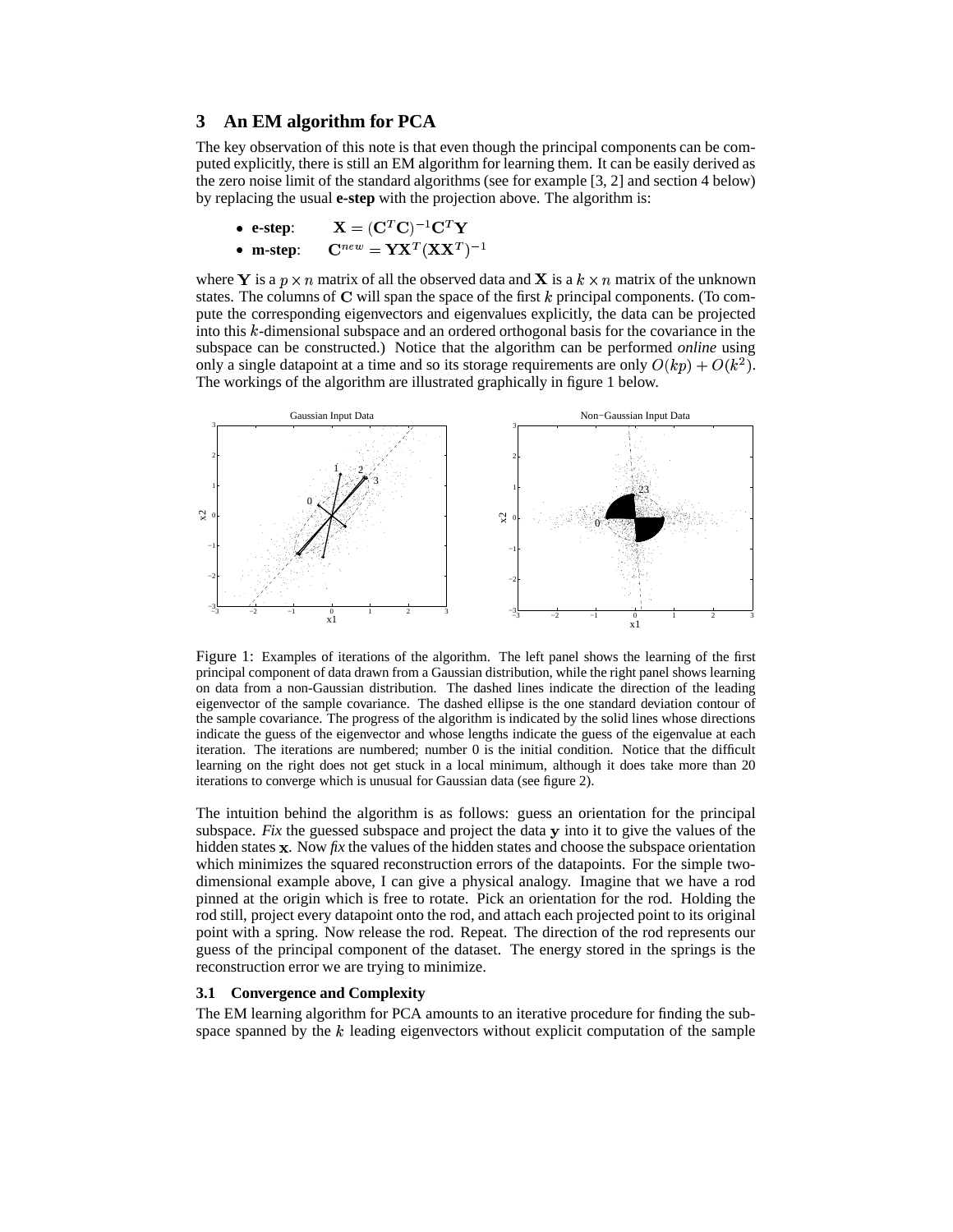## 3 An EM algorithm for PCA

The key observation of this note is that even though the principal components can be computed explicitly, there is still an EM algorithm for learning them. It can be easily derived as the zero noise limit of the standard algorithms (see for example [3, 2] and section 4 below) by replacing the usual **e-step** with the projection above. The algorithm is:

- **e-step**: $\mathbf{X} = (\mathbf{C}^T\mathbf{C})^{-1}\mathbf{C}^T\mathbf{Y}$
- **m-step**: $\mathbf{C}^{new} = \mathbf{Y}\mathbf{X}^T(\mathbf{X}\mathbf{X}^T)^{-1}$

where $\mathbf{Y}$ is a $p \times n$ matrix of all the observed data and $\mathbf{X}$ is a $k \times n$ matrix of the unknown states. The columns of $\mathbf{C}$ will span the space of the first $k$ principal components. (To compute the corresponding eigenvectors and eigenvalues explicitly, the data can be projected into this $k$-dimensional subspace and an ordered orthogonal basis for the covariance in the subspace can be constructed.) Notice that the algorithm can be performed *online* using only a single datapoint at a time and so its storage requirements are only $O(kp) + O(k^2)$. The workings of the algorithm are illustrated graphically in figure 1 below.

Figure 1: Examples of iterations of the algorithm. The left panel shows the learning of the first principal component of data drawn from a Gaussian distribution, while the right panel shows learning on data from a non-Gaussian distribution. The dashed lines indicate the direction of the leading eigenvector of the sample covariance. The dashed ellipse is the one standard deviation contour of the sample covariance. The progress of the algorithm is indicated by the solid lines whose directions indicate the guess of the eigenvector and whose lengths indicate the guess of the eigenvalue at each iteration. The iterations are numbered; number 0 is the initial condition. Notice that the difficult learning on the right does not get stuck in a local minimum, although it does take more than 20 iterations to converge which is unusual for Gaussian data (see figure 2).

The intuition behind the algorithm is as follows: guess an orientation for the principal subspace. *Fix* the guessed subspace and project the data $\mathbf{y}$ into it to give the values of the hidden states $\mathbf{x}$. Now *fix* the values of the hidden states and choose the subspace orientation which minimizes the squared reconstruction errors of the datapoints. For the simple two-dimensional example above, I can give a physical analogy. Imagine that we have a rod pinned at the origin which is free to rotate. Pick an orientation for the rod. Holding the rod still, project every datapoint onto the rod, and attach each projected point to its original point with a spring. Now release the rod. Repeat. The direction of the rod represents our guess of the principal component of the dataset. The energy stored in the springs is the reconstruction error we are trying to minimize.

### 3.1 Convergence and Complexity

The EM learning algorithm for PCA amounts to an iterative procedure for finding the subspace spanned by the $k$ leading eigenvectors without explicit computation of the sample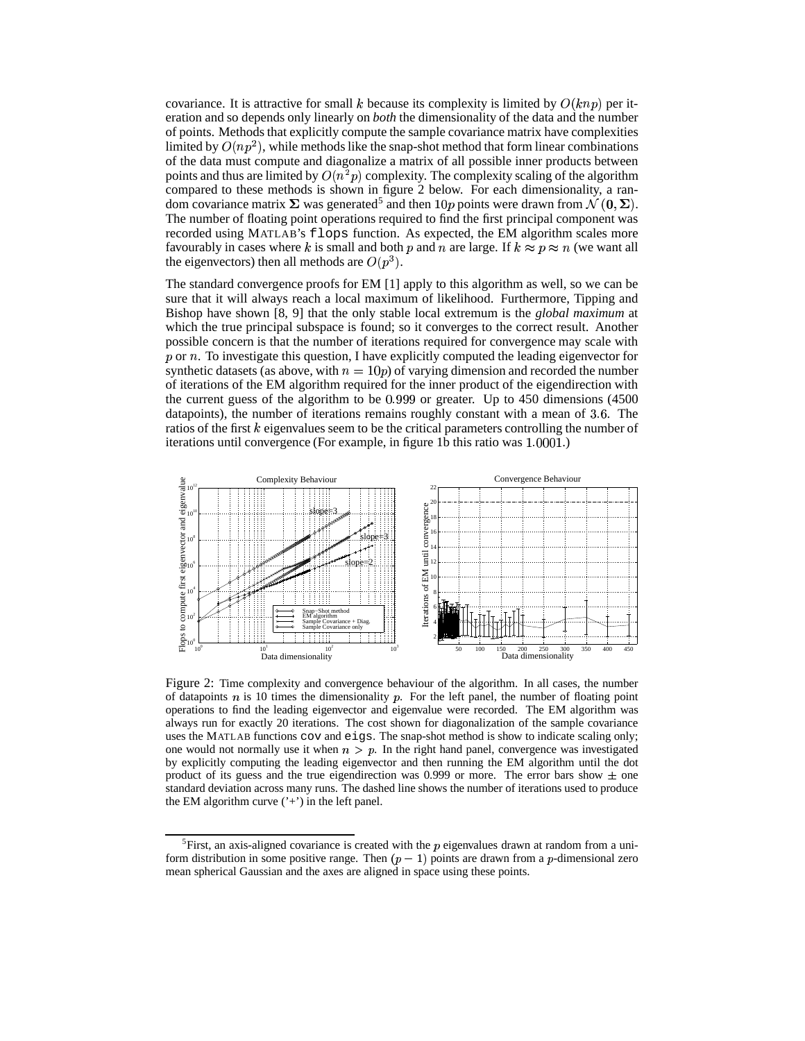covariance. It is attractive for small $k$ because its complexity is limited by $O(knp)$ per iteration and so depends only linearly on *both* the dimensionality of the data and the number of points. Methods that explicitly compute the sample covariance matrix have complexities limited by $O(np^2)$, while methods like the snap-shot method that form linear combinations of the data must compute and diagonalize a matrix of all possible inner products between points and thus are limited by $O(n^2p)$ complexity. The complexity scaling of the algorithm compared to these methods is shown in figure 2 below. For each dimensionality, a random covariance matrix $\mathbf{\Sigma}$ was generated[5] and then $10p$ points were drawn from $\mathcal{N}(\mathbf{0}, \mathbf{\Sigma})$. The number of floating point operations required to find the first principal component was recorded using MATLAB's `flops` function. As expected, the EM algorithm scales more favourably in cases where $k$ is small and both $p$ and $n$ are large. If $k \approx p \approx n$ (we want all the eigenvectors) then all methods are $O(p^3)$.

The standard convergence proofs for EM [1] apply to this algorithm as well, so we can be sure that it will always reach a local maximum of likelihood. Furthermore, Tipping and Bishop have shown [8, 9] that the only stable local extremum is the *global maximum* at which the true principal subspace is found; so it converges to the correct result. Another possible concern is that the number of iterations required for convergence may scale with $p$ or $n$. To investigate this question, I have explicitly computed the leading eigenvector for synthetic datasets (as above, with $n = 10p$) of varying dimension and recorded the number of iterations of the EM algorithm required for the inner product of the eigendirection with the current guess of the algorithm to be $0.999$ or greater. Up to 450 dimensions (4500 datapoints), the number of iterations remains roughly constant with a mean of $3.6$. The ratios of the first $k$ eigenvalues seem to be the critical parameters controlling the number of iterations until convergence (For example, in figure 1b this ratio was $1.0001$.)

Figure 2: Time complexity and convergence behaviour of the algorithm. In all cases, the number of datapoints $n$ is 10 times the dimensionality $p$. For the left panel, the number of floating point operations to find the leading eigenvector and eigenvalue were recorded. The EM algorithm was always run for exactly 20 iterations. The cost shown for diagonalization of the sample covariance uses the MATLAB functions `cov` and `eigs`. The snap-shot method is show to indicate scaling only; one would not normally use it when $n > p$. In the right hand panel, convergence was investigated by explicitly computing the leading eigenvector and then running the EM algorithm until the dot product of its guess and the true eigendirection was 0.999 or more. The error bars show $\pm$ one standard deviation across many runs. The dashed line shows the number of iterations used to produce the EM algorithm curve ('+') in the left panel.

[5] First, an axis-aligned covariance is created with the $p$ eigenvalues drawn at random from a uniform distribution in some positive range. Then $(p-1)$ points are drawn from a $p$-dimensional zero mean spherical Gaussian and the axes are aligned in space using these points.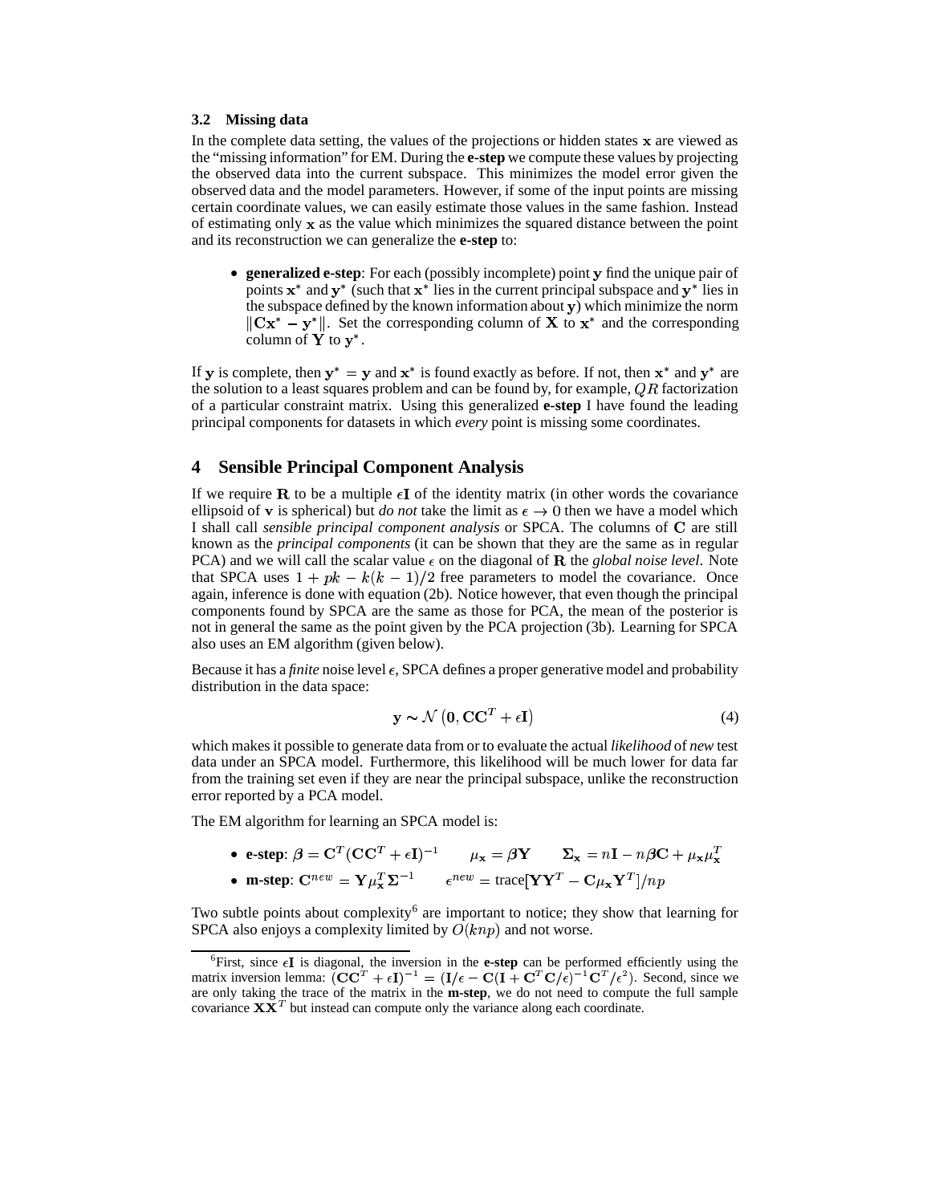### 3.2 Missing data

In the complete data setting, the values of the projections or hidden states $\mathbf{x}$ are viewed as the "missing information" for EM. During the **e-step** we compute these values by projecting the observed data into the current subspace. This minimizes the model error given the observed data and the model parameters. However, if some of the input points are missing certain coordinate values, we can easily estimate those values in the same fashion. Instead of estimating only $\mathbf{x}$ as the value which minimizes the squared distance between the point and its reconstruction we can generalize the **e-step** to:

- **generalized e-step**: For each (possibly incomplete) point $\mathbf{y}$ find the unique pair of points $\mathbf{x}^*$ and $\mathbf{y}^*$ (such that $\mathbf{x}^*$ lies in the current principal subspace and $\mathbf{y}^*$ lies in the subspace defined by the known information about $\mathbf{y}$) which minimize the norm $\|\mathbf{C}\mathbf{x}^* - \mathbf{y}^*\|$. Set the corresponding column of $\mathbf{X}$ to $\mathbf{x}^*$ and the corresponding column of $\mathbf{Y}$ to $\mathbf{y}^*$.

If $\mathbf{y}$ is complete, then $\mathbf{y}^* = \mathbf{y}$ and $\mathbf{x}^*$ is found exactly as before. If not, then $\mathbf{x}^*$ and $\mathbf{y}^*$ are the solution to a least squares problem and can be found by, for example, $QR$ factorization of a particular constraint matrix. Using this generalized **e-step** I have found the leading principal components for datasets in which *every* point is missing some coordinates.

## 4 Sensible Principal Component Analysis

If we require $\mathbf{R}$ to be a multiple $\epsilon\mathbf{I}$ of the identity matrix (in other words the covariance ellipsoid of $\mathbf{v}$ is spherical) but *do not* take the limit as $\epsilon \to 0$ then we have a model which I shall call *sensible principal component analysis* or SPCA. The columns of $\mathbf{C}$ are still known as the *principal components* (it can be shown that they are the same as in regular PCA) and we will call the scalar value $\epsilon$ on the diagonal of $\mathbf{R}$ the *global noise level*. Note that SPCA uses $1 + pk - k(k-1)/2$ free parameters to model the covariance. Once again, inference is done with equation (2b). Notice however, that even though the principal components found by SPCA are the same as those for PCA, the mean of the posterior is not in general the same as the point given by the PCA projection (3b). Learning for SPCA also uses an EM algorithm (given below).

Because it has a *finite* noise level $\epsilon$, SPCA defines a proper generative model and probability distribution in the data space:

$$\mathbf{y} \sim \mathcal{N}\left(\mathbf{0}, \mathbf{C}\mathbf{C}^T + \epsilon\mathbf{I}\right) \tag{4}$$

which makes it possible to generate data from or to evaluate the actual *likelihood* of *new* test data under an SPCA model. Furthermore, this likelihood will be much lower for data far from the training set even if they are near the principal subspace, unlike the reconstruction error reported by a PCA model.

The EM algorithm for learning an SPCA model is:

- **e-step**: $\boldsymbol{\beta} = \mathbf{C}^T(\mathbf{C}\mathbf{C}^T + \epsilon\mathbf{I})^{-1} \qquad \mu_{\mathbf{x}} = \boldsymbol{\beta}\mathbf{Y} \qquad \boldsymbol{\Sigma}_{\mathbf{x}} = n\mathbf{I} - n\boldsymbol{\beta}\mathbf{C} + \mu_{\mathbf{x}}\mu_{\mathbf{x}}^T$
- **m-step**: $\mathbf{C}^{new} = \mathbf{Y}\mu_{\mathbf{x}}^T\boldsymbol{\Sigma}^{-1} \qquad \epsilon^{new} = \text{trace}[\mathbf{Y}\mathbf{Y}^T - \mathbf{C}\mu_{\mathbf{x}}\mathbf{Y}^T]/np$

Two subtle points about complexity[6] are important to notice; they show that learning for SPCA also enjoys a complexity limited by $O(knp)$ and not worse.

[6] First, since $\epsilon\mathbf{I}$ is diagonal, the inversion in the **e-step** can be performed efficiently using the matrix inversion lemma: $(\mathbf{C}\mathbf{C}^T + \epsilon\mathbf{I})^{-1} = (\mathbf{I}/\epsilon - \mathbf{C}(\mathbf{I} + \mathbf{C}^T\mathbf{C}/\epsilon)^{-1}\mathbf{C}^T/\epsilon^2)$. Second, since we are only taking the trace of the matrix in the **m-step**, we do not need to compute the full sample covariance $\mathbf{X}\mathbf{X}^T$ but instead can compute only the variance along each coordinate.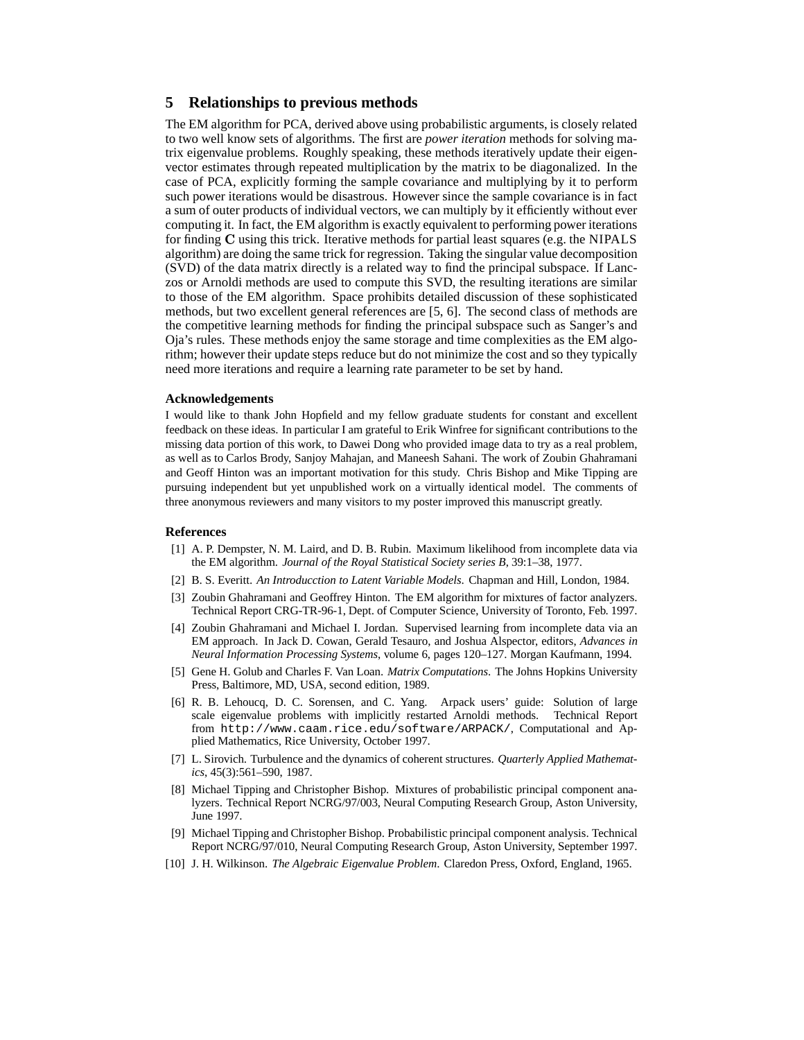## 5 Relationships to previous methods

The EM algorithm for PCA, derived above using probabilistic arguments, is closely related to two well know sets of algorithms. The first are *power iteration* methods for solving matrix eigenvalue problems. Roughly speaking, these methods iteratively update their eigenvector estimates through repeated multiplication by the matrix to be diagonalized. In the case of PCA, explicitly forming the sample covariance and multiplying by it to perform such power iterations would be disastrous. However since the sample covariance is in fact a sum of outer products of individual vectors, we can multiply by it efficiently without ever computing it. In fact, the EM algorithm is exactly equivalent to performing power iterations for finding $\mathbf{C}$ using this trick. Iterative methods for partial least squares (e.g. the NIPALS algorithm) are doing the same trick for regression. Taking the singular value decomposition (SVD) of the data matrix directly is a related way to find the principal subspace. If Lanczos or Arnoldi methods are used to compute this SVD, the resulting iterations are similar to those of the EM algorithm. Space prohibits detailed discussion of these sophisticated methods, but two excellent general references are [5, 6]. The second class of methods are the competitive learning methods for finding the principal subspace such as Sanger's and Oja's rules. These methods enjoy the same storage and time complexities as the EM algorithm; however their update steps reduce but do not minimize the cost and so they typically need more iterations and require a learning rate parameter to be set by hand.

### Acknowledgements

I would like to thank John Hopfield and my fellow graduate students for constant and excellent feedback on these ideas. In particular I am grateful to Erik Winfree for significant contributions to the missing data portion of this work, to Dawei Dong who provided image data to try as a real problem, as well as to Carlos Brody, Sanjoy Mahajan, and Maneesh Sahani. The work of Zoubin Ghahramani and Geoff Hinton was an important motivation for this study. Chris Bishop and Mike Tipping are pursuing independent but yet unpublished work on a virtually identical model. The comments of three anonymous reviewers and many visitors to my poster improved this manuscript greatly.

### References

[1] A. P. Dempster, N. M. Laird, and D. B. Rubin. Maximum likelihood from incomplete data via the EM algorithm. *Journal of the Royal Statistical Society series B*, 39:1–38, 1977.

[2] B. S. Everitt. *An Introducction to Latent Variable Models*. Chapman and Hill, London, 1984.

[3] Zoubin Ghahramani and Geoffrey Hinton. The EM algorithm for mixtures of factor analyzers. Technical Report CRG-TR-96-1, Dept. of Computer Science, University of Toronto, Feb. 1997.

[4] Zoubin Ghahramani and Michael I. Jordan. Supervised learning from incomplete data via an EM approach. In Jack D. Cowan, Gerald Tesauro, and Joshua Alspector, editors, *Advances in Neural Information Processing Systems*, volume 6, pages 120–127. Morgan Kaufmann, 1994.

[5] Gene H. Golub and Charles F. Van Loan. *Matrix Computations*. The Johns Hopkins University Press, Baltimore, MD, USA, second edition, 1989.

[6] R. B. Lehoucq, D. C. Sorensen, and C. Yang. Arpack users' guide: Solution of large scale eigenvalue problems with implicitly restarted Arnoldi methods. Technical Report from `http://www.caam.rice.edu/software/ARPACK/`, Computational and Applied Mathematics, Rice University, October 1997.

[7] L. Sirovich. Turbulence and the dynamics of coherent structures. *Quarterly Applied Mathematics*, 45(3):561–590, 1987.

[8] Michael Tipping and Christopher Bishop. Mixtures of probabilistic principal component analyzers. Technical Report NCRG/97/003, Neural Computing Research Group, Aston University, June 1997.

[9] Michael Tipping and Christopher Bishop. Probabilistic principal component analysis. Technical Report NCRG/97/010, Neural Computing Research Group, Aston University, September 1997.

[10] J. H. Wilkinson. *The Algebraic Eigenvalue Problem*. Claredon Press, Oxford, England, 1965.